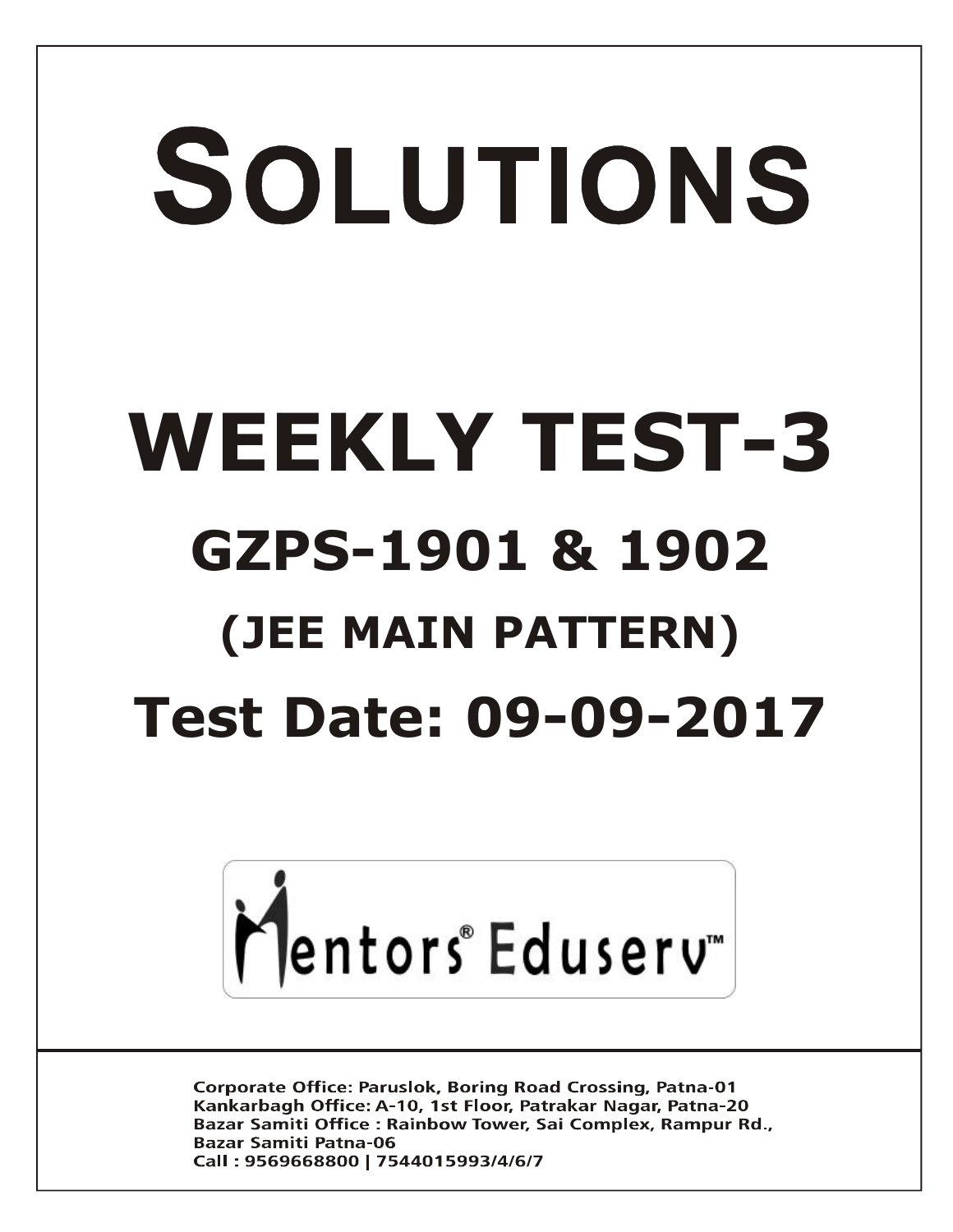# SOLUTIONS

# WEEKLY TEST-3

## GZPS-1901 & 1902

## (JEE MAIN PATTERN)

## Test Date: 09-09-2017

Mentors® Eduserv™

**Corporate Office:** Paruslok, Boring Road Crossing, Patna-01
**Kankarbagh Office:** A-10, 1st Floor, Patrakar Nagar, Patna-20
**Bazar Samiti Office :** Rainbow Tower, Sai Complex, Rampur Rd., Bazar Samiti Patna-06
**Call :** 9569668800 | 7544015993/4/6/7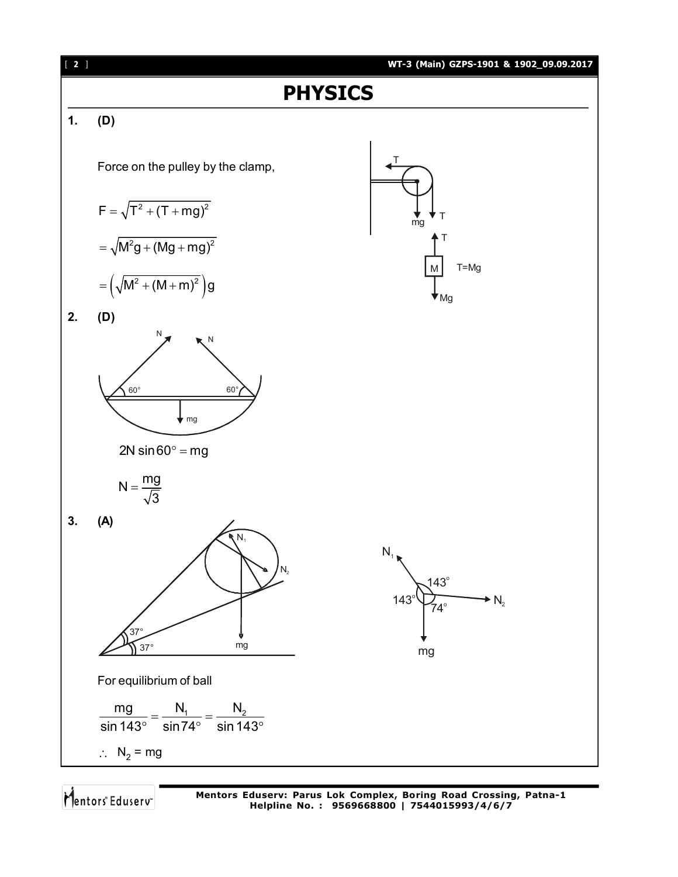# PHYSICS

**1.** **(D)**

Force on the pulley by the clamp,

$$F = \sqrt{T^2 + (T + mg)^2}$$

$$= \sqrt{M^2g + (Mg + mg)^2}$$

$$= \left(\sqrt{M^2 + (M+m)^2}\right)g$$

**2.** **(D)**

$$2N \sin 60^\circ = mg$$

$$N = \frac{mg}{\sqrt{3}}$$

**3.** **(A)**

For equilibrium of ball

$$\frac{mg}{\sin 143^\circ} = \frac{N_1}{\sin 74^\circ} = \frac{N_2}{\sin 143^\circ}$$

$\therefore$ $N_2 = mg$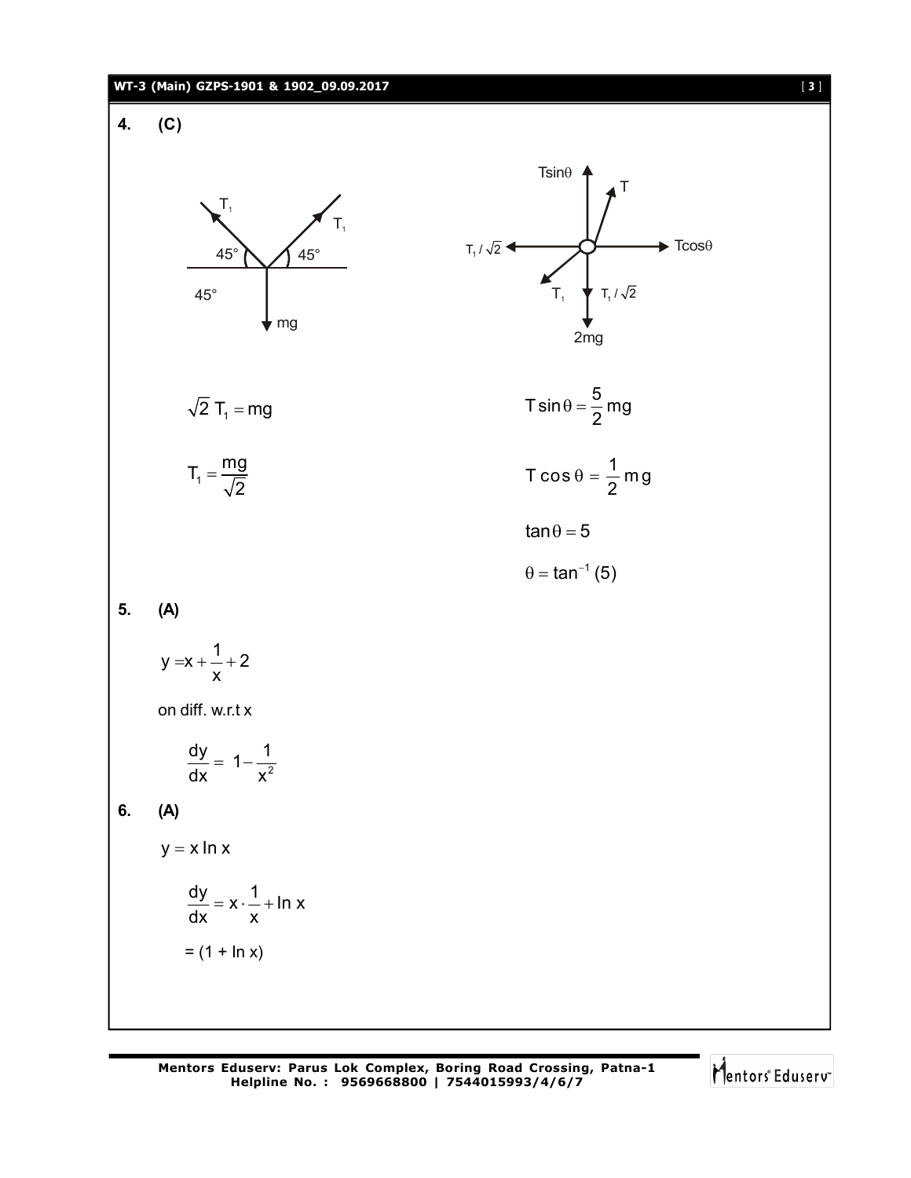**4. (C)**

$$\sqrt{2}\, T_1 = mg$$

$$T_1 = \frac{mg}{\sqrt{2}}$$

$$T\sin\theta = \frac{5}{2} mg$$

$$T\cos\theta = \frac{1}{2} mg$$

$$\tan\theta = 5$$

$$\theta = \tan^{-1}(5)$$

**5. (A)**

$$y = x + \frac{1}{x} + 2$$

on diff. w.r.t x

$$\frac{dy}{dx} = 1 - \frac{1}{x^2}$$

**6. (A)**

$$y = x \ln x$$

$$\frac{dy}{dx} = x \cdot \frac{1}{x} + \ln x$$

$$= (1 + \ln x)$$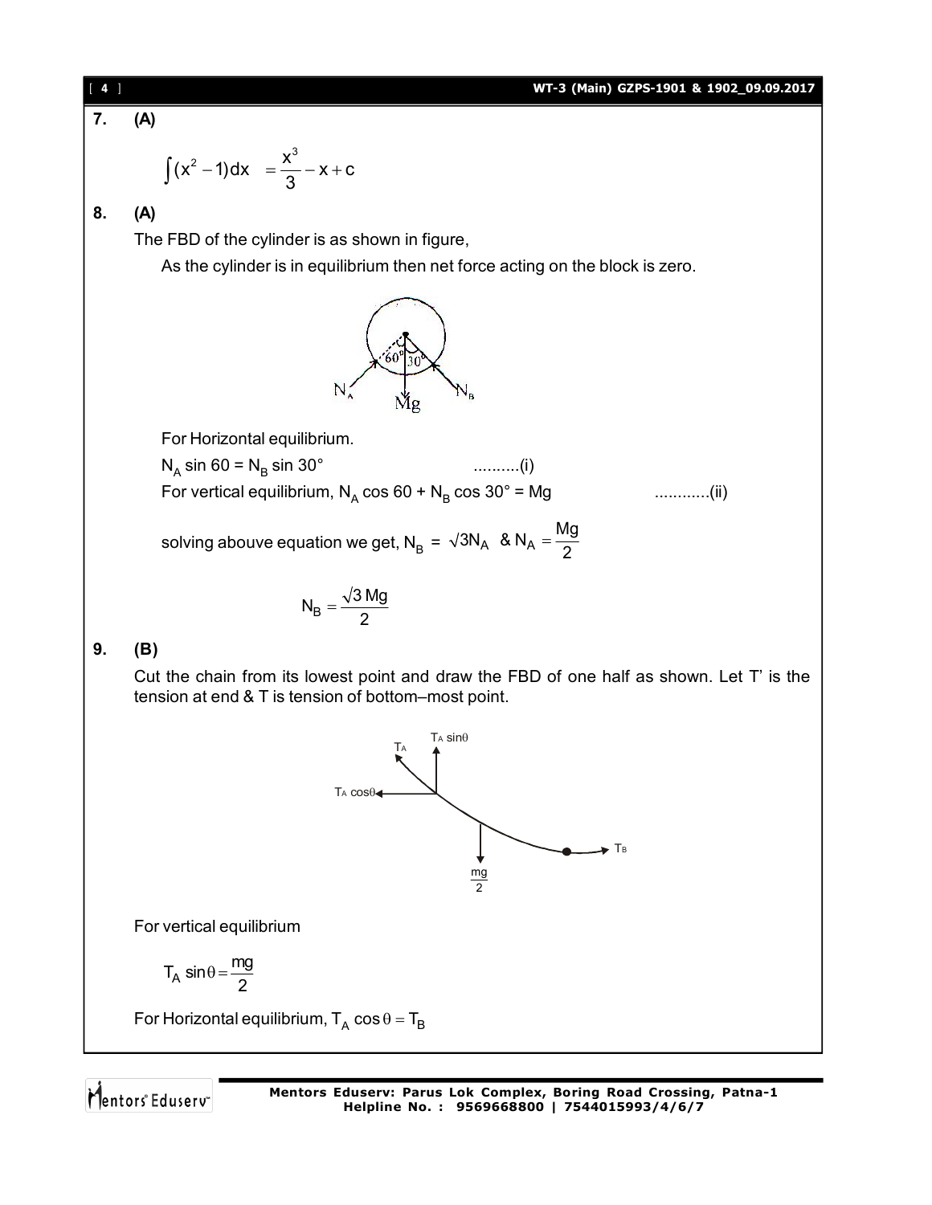**7. (A)**

$$\int (x^2 - 1)dx = \frac{x^3}{3} - x + c$$

**8. (A)**

The FBD of the cylinder is as shown in figure,

As the cylinder is in equilibrium then net force acting on the block is zero.

For Horizontal equilibrium.

$N_A \sin 60 = N_B \sin 30°$ ..........(i)

For vertical equilibrium, $N_A \cos 60 + N_B \cos 30° = Mg$ ............(ii)

solving abouve equation we get, $N_B = \sqrt{3}N_A$ & $N_A = \frac{Mg}{2}$

$$N_B = \frac{\sqrt{3}\,Mg}{2}$$

**9. (B)**

Cut the chain from its lowest point and draw the FBD of one half as shown. Let T' is the tension at end & T is tension of bottom–most point.

For vertical equilibrium

$$T_A \sin\theta = \frac{mg}{2}$$

For Horizontal equilibrium, $T_A \cos\theta = T_B$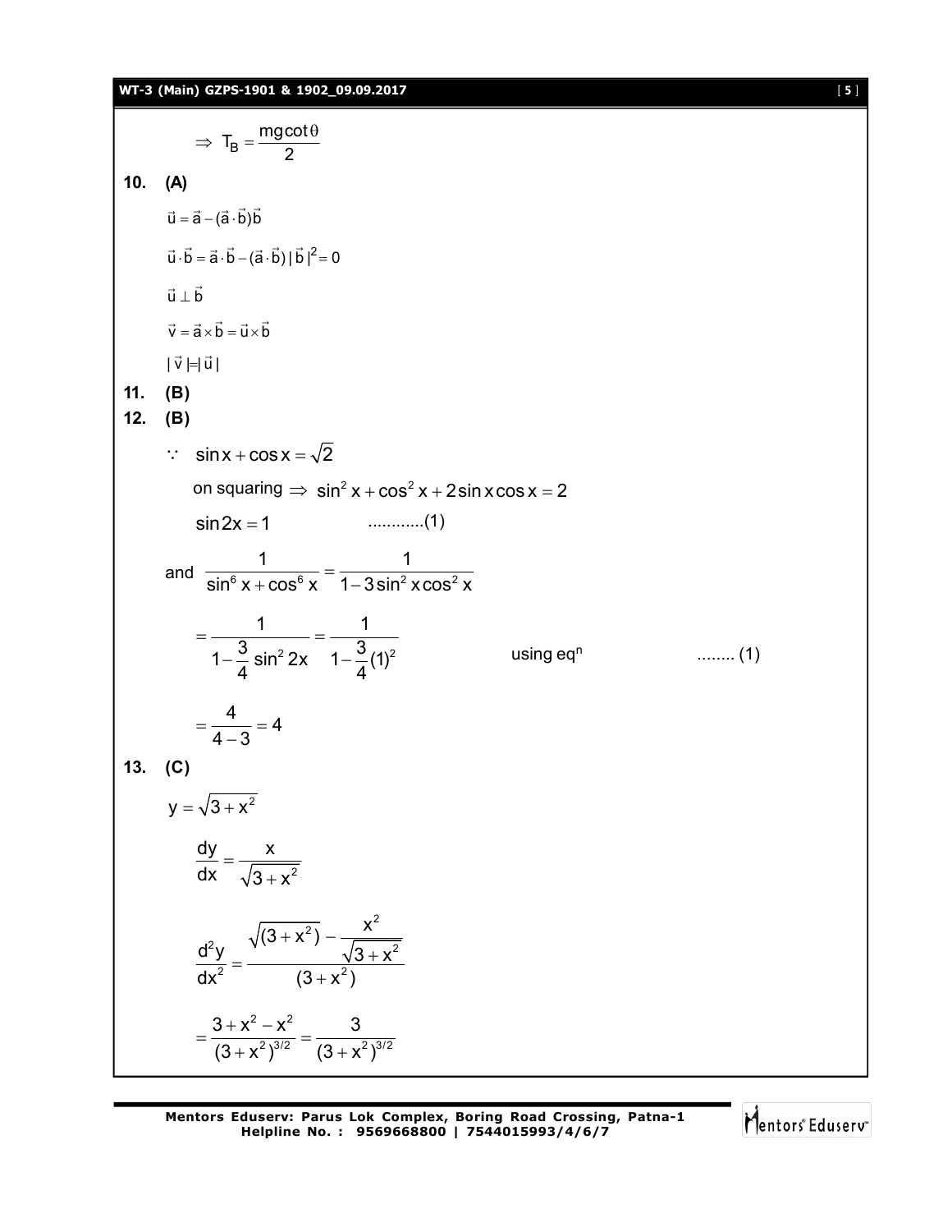$$\Rightarrow \; T_B = \frac{mg\cot\theta}{2}$$

**10. (A)**

$\vec{u} = \vec{a} - (\vec{a}\cdot\vec{b})\vec{b}$

$\vec{u}\cdot\vec{b} = \vec{a}\cdot\vec{b} - (\vec{a}\cdot\vec{b})|\vec{b}|^2 = 0$

$\vec{u} \perp \vec{b}$

$\vec{v} = \vec{a}\times\vec{b} = \vec{u}\times\vec{b}$

$|\vec{v}| = |\vec{u}|$

**11. (B)**

**12. (B)**

$\because \; \sin x + \cos x = \sqrt{2}$

on squaring $\Rightarrow \; \sin^2 x + \cos^2 x + 2\sin x\cos x = 2$

$\sin 2x = 1$ ............(1)

and $\dfrac{1}{\sin^6 x + \cos^6 x} = \dfrac{1}{1 - 3\sin^2 x\cos^2 x}$

$= \dfrac{1}{1 - \frac{3}{4}\sin^2 2x} = \dfrac{1}{1 - \frac{3}{4}(1)^2}$ using eq$^n$ ........ (1)

$= \dfrac{4}{4-3} = 4$

**13. (C)**

$y = \sqrt{3 + x^2}$

$$\frac{dy}{dx} = \frac{x}{\sqrt{3+x^2}}$$

$$\frac{d^2y}{dx^2} = \frac{\sqrt{(3+x^2)} - \dfrac{x^2}{\sqrt{3+x^2}}}{(3+x^2)}$$

$$= \frac{3 + x^2 - x^2}{(3+x^2)^{3/2}} = \frac{3}{(3+x^2)^{3/2}}$$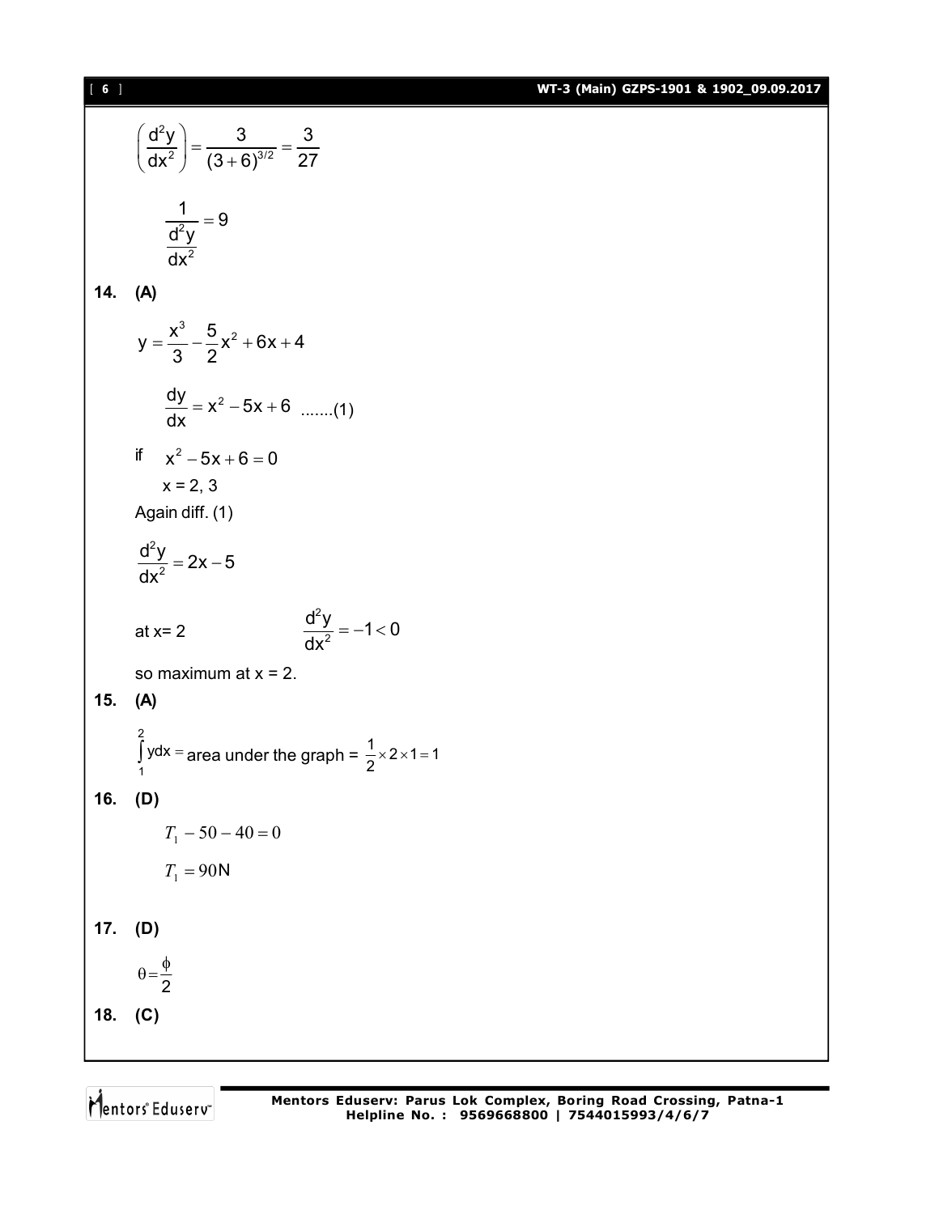$$\left(\frac{d^2y}{dx^2}\right) = \frac{3}{(3+6)^{3/2}} = \frac{3}{27}$$

$$\frac{1}{\frac{d^2y}{dx^2}} = 9$$

**14. (A)**

$$y = \frac{x^3}{3} - \frac{5}{2}x^2 + 6x + 4$$

$$\frac{dy}{dx} = x^2 - 5x + 6 \quad .......(1)$$

if $x^2 - 5x + 6 = 0$

$x = 2, 3$

Again diff. (1)

$$\frac{d^2y}{dx^2} = 2x - 5$$

at x= 2 $\qquad \frac{d^2y}{dx^2} = -1 < 0$

so maximum at x = 2.

**15. (A)**

$\int_1^2 ydx =$ area under the graph = $\frac{1}{2} \times 2 \times 1 = 1$

**16. (D)**

$$T_1 - 50 - 40 = 0$$

$$T_1 = 90\text{N}$$

**17. (D)**

$$\theta = \frac{\phi}{2}$$

**18. (C)**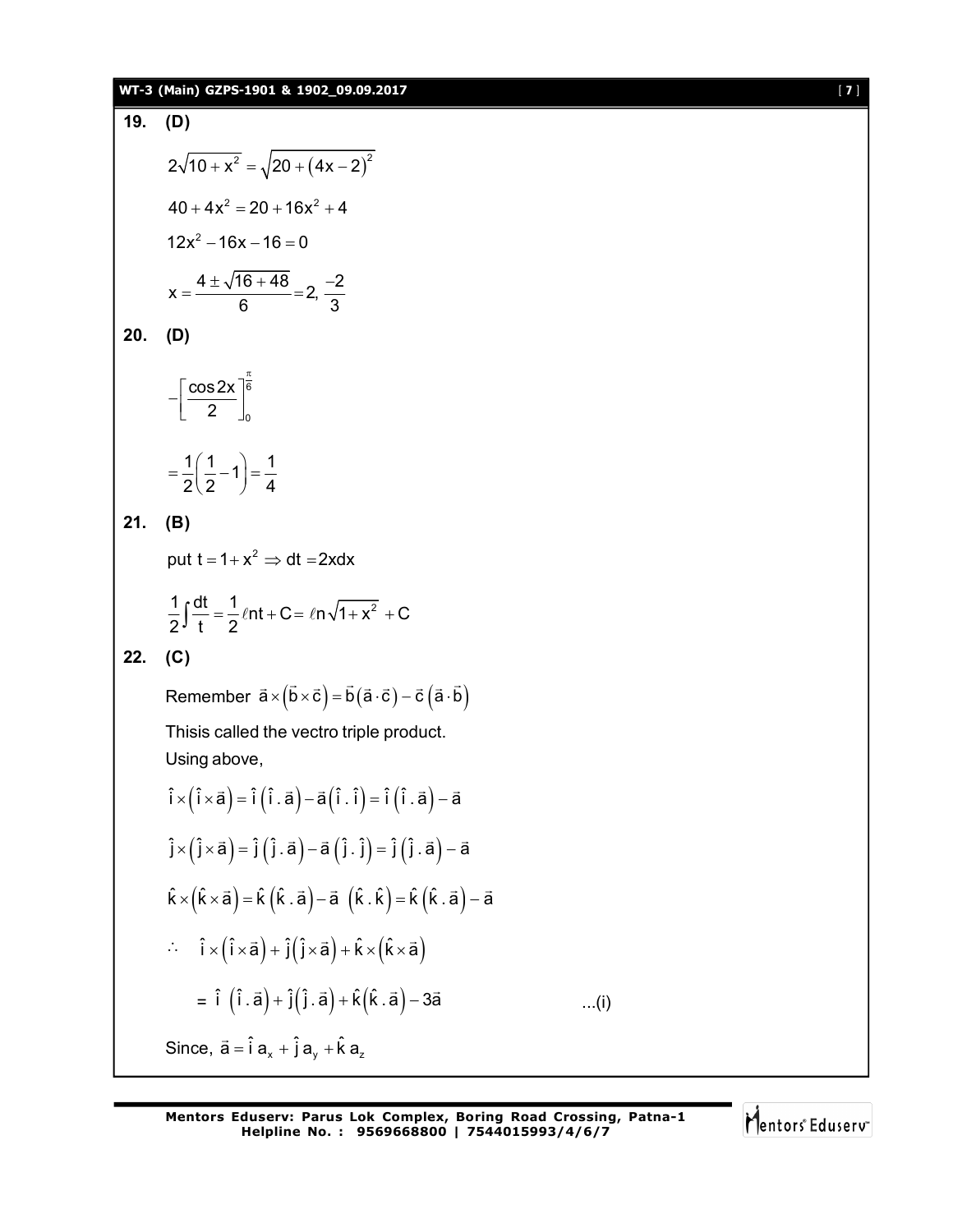**19. (D)**

$$2\sqrt{10+x^2} = \sqrt{20+(4x-2)^2}$$

$$40+4x^2 = 20+16x^2+4$$

$$12x^2-16x-16=0$$

$$x = \frac{4 \pm \sqrt{16+48}}{6} = 2, \frac{-2}{3}$$

**20. (D)**

$$-\left[\frac{\cos 2x}{2}\right]_0^{\frac{\pi}{6}}$$

$$= \frac{1}{2}\left(\frac{1}{2}-1\right) = \frac{1}{4}$$

**21. (B)**

put $t = 1+x^2 \Rightarrow dt = 2xdx$

$$\frac{1}{2}\int \frac{dt}{t} = \frac{1}{2}\ell nt + C = \ell n\sqrt{1+x^2} + C$$

**22. (C)**

Remember $\vec{a}\times\left(\vec{b}\times\vec{c}\right) = \vec{b}\left(\vec{a}\cdot\vec{c}\right) - \vec{c}\left(\vec{a}\cdot\vec{b}\right)$

Thisis called the vectro triple product.

Using above,

$$\hat{i}\times\left(\hat{i}\times\vec{a}\right) = \hat{i}\left(\hat{i}\,.\,\vec{a}\right) - \vec{a}\left(\hat{i}\,.\,\hat{i}\right) = \hat{i}\left(\hat{i}\,.\,\vec{a}\right) - \vec{a}$$

$$\hat{j}\times\left(\hat{j}\times\vec{a}\right) = \hat{j}\left(\hat{j}\,.\,\vec{a}\right) - \vec{a}\left(\hat{j}\,.\,\hat{j}\right) = \hat{j}\left(\hat{j}\,.\,\vec{a}\right) - \vec{a}$$

$$\hat{k}\times\left(\hat{k}\times\vec{a}\right) = \hat{k}\left(\hat{k}\,.\,\vec{a}\right) - \vec{a}\left(\hat{k}\,.\,\hat{k}\right) = \hat{k}\left(\hat{k}\,.\,\vec{a}\right) - \vec{a}$$

$$\therefore \quad \hat{i}\times\left(\hat{i}\times\vec{a}\right) + \hat{j}\left(\hat{j}\times\vec{a}\right) + \hat{k}\times\left(\hat{k}\times\vec{a}\right)$$

$$= \hat{i}\left(\hat{i}\,.\,\vec{a}\right) + \hat{j}\left(\hat{j}\,.\,\vec{a}\right) + \hat{k}\left(\hat{k}\,.\,\vec{a}\right) - 3\vec{a} \qquad \text{...(i)}$$

Since, $\vec{a} = \hat{i}\,a_x + \hat{j}\,a_y + \hat{k}\,a_z$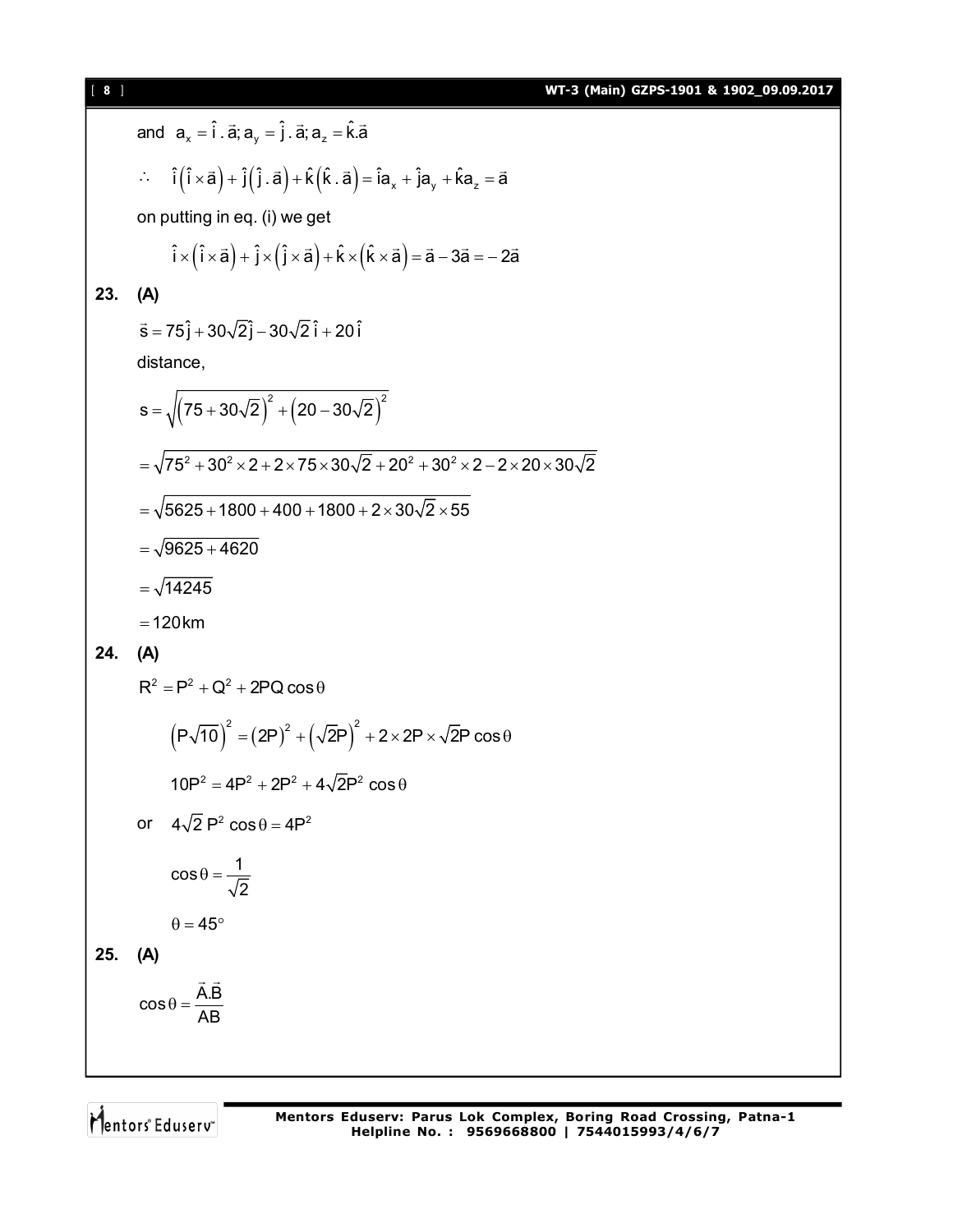and $a_x = \hat{i}\,.\,\vec{a}; a_y = \hat{j}\,.\,\vec{a}; a_z = \hat{k}.\vec{a}$

$$\therefore \quad \hat{i}\left(\hat{i}\times\vec{a}\right)+\hat{j}\left(\hat{j}\,.\,\vec{a}\right)+\hat{k}\left(\hat{k}\,.\,\vec{a}\right)=\hat{i}a_x+\hat{j}a_y+\hat{k}a_z=\vec{a}$$

on putting in eq. (i) we get

$$\hat{i}\times\left(\hat{i}\times\vec{a}\right)+\hat{j}\times\left(\hat{j}\times\vec{a}\right)+\hat{k}\times\left(\hat{k}\times\vec{a}\right)=\vec{a}-3\vec{a}=-2\vec{a}$$

**23. (A)**

$$\vec{s}=75\hat{j}+30\sqrt{2}\hat{j}-30\sqrt{2}\,\hat{i}+20\,\hat{i}$$

distance,

$$s=\sqrt{\left(75+30\sqrt{2}\right)^2+\left(20-30\sqrt{2}\right)^2}$$

$$=\sqrt{75^2+30^2\times 2+2\times 75\times 30\sqrt{2}+20^2+30^2\times 2-2\times 20\times 30\sqrt{2}}$$

$$=\sqrt{5625+1800+400+1800+2\times 30\sqrt{2}\times 55}$$

$$=\sqrt{9625+4620}$$

$$=\sqrt{14245}$$

$$=120\,\text{km}$$

**24. (A)**

$$R^2=P^2+Q^2+2PQ\cos\theta$$

$$\left(P\sqrt{10}\right)^2=\left(2P\right)^2+\left(\sqrt{2}P\right)^2+2\times 2P\times\sqrt{2}P\cos\theta$$

$$10P^2=4P^2+2P^2+4\sqrt{2}P^2\cos\theta$$

or $\quad 4\sqrt{2}\,P^2\cos\theta=4P^2$

$$\cos\theta=\frac{1}{\sqrt{2}}$$

$$\theta=45^\circ$$

**25. (A)**

$$\cos\theta=\frac{\vec{A}.\vec{B}}{AB}$$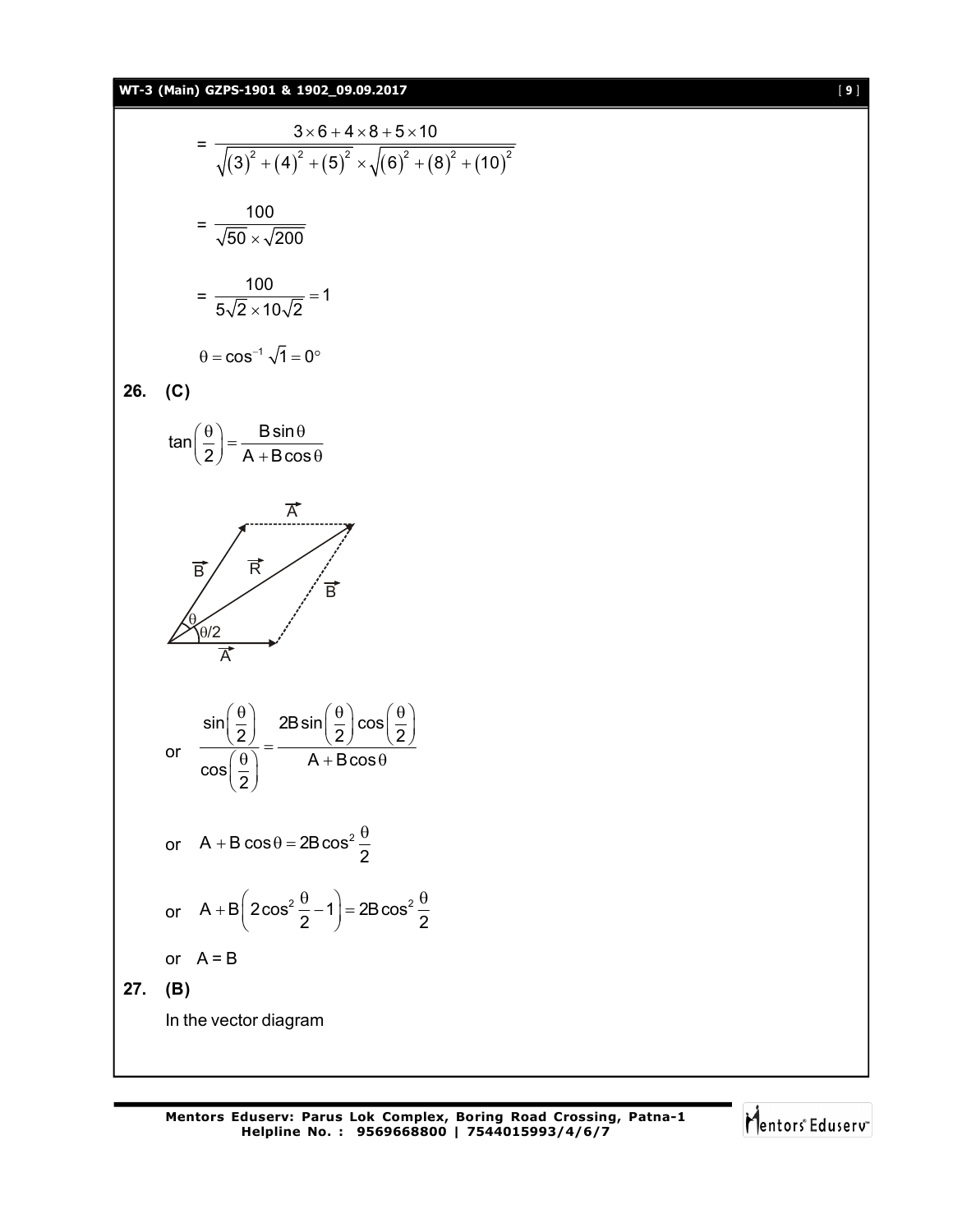$$= \frac{3\times 6+4\times 8+5\times 10}{\sqrt{(3)^2+(4)^2+(5)^2}\times\sqrt{(6)^2+(8)^2+(10)^2}}$$

$$= \frac{100}{\sqrt{50}\times\sqrt{200}}$$

$$= \frac{100}{5\sqrt{2}\times 10\sqrt{2}} = 1$$

$$\theta = \cos^{-1}\sqrt{1} = 0^\circ$$

**26. (C)**

$$\tan\left(\frac{\theta}{2}\right) = \frac{B\sin\theta}{A+B\cos\theta}$$

or $$\frac{\sin\left(\frac{\theta}{2}\right)}{\cos\left(\frac{\theta}{2}\right)} = \frac{2B\sin\left(\frac{\theta}{2}\right)\cos\left(\frac{\theta}{2}\right)}{A+B\cos\theta}$$

or $$A + B\cos\theta = 2B\cos^2\frac{\theta}{2}$$

or $$A + B\left(2\cos^2\frac{\theta}{2}-1\right) = 2B\cos^2\frac{\theta}{2}$$

or $A = B$

**27. (B)**

In the vector diagram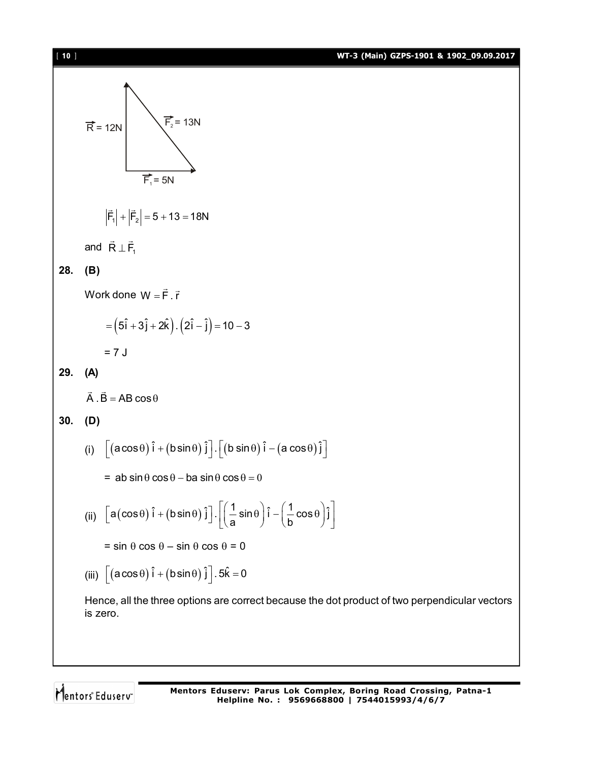$\vec{R} = 12N$

$\vec{F}_2 = 13N$

$\vec{F}_1 = 5N$

$$\left|\vec{F}_1\right| + \left|\vec{F}_2\right| = 5 + 13 = 18N$$

and $\vec{R} \perp \vec{F}_1$

**28. (B)**

Work done $W = \vec{F} \cdot \vec{r}$

$$= \left(5\hat{i} + 3\hat{j} + 2\hat{k}\right) \cdot \left(2\hat{i} - \hat{j}\right) = 10 - 3$$

$= 7$ J

**29. (A)**

$$\vec{A} \cdot \vec{B} = AB\cos\theta$$

**30. (D)**

(i) $\left[(a\cos\theta)\,\hat{i} + (b\sin\theta)\,\hat{j}\right] \cdot \left[(b\sin\theta)\,\hat{i} - (a\cos\theta)\,\hat{j}\right]$

$= ab\sin\theta\cos\theta - ba\sin\theta\cos\theta = 0$

(ii) $\left[a(\cos\theta)\,\hat{i} + (b\sin\theta)\,\hat{j}\right] \cdot \left[\left(\frac{1}{a}\sin\theta\right)\hat{i} - \left(\frac{1}{b}\cos\theta\right)\hat{j}\right]$

$= \sin\theta\cos\theta - \sin\theta\cos\theta = 0$

(iii) $\left[(a\cos\theta)\,\hat{i} + (b\sin\theta)\,\hat{j}\right] \cdot 5\hat{k} = 0$

Hence, all the three options are correct because the dot product of two perpendicular vectors is zero.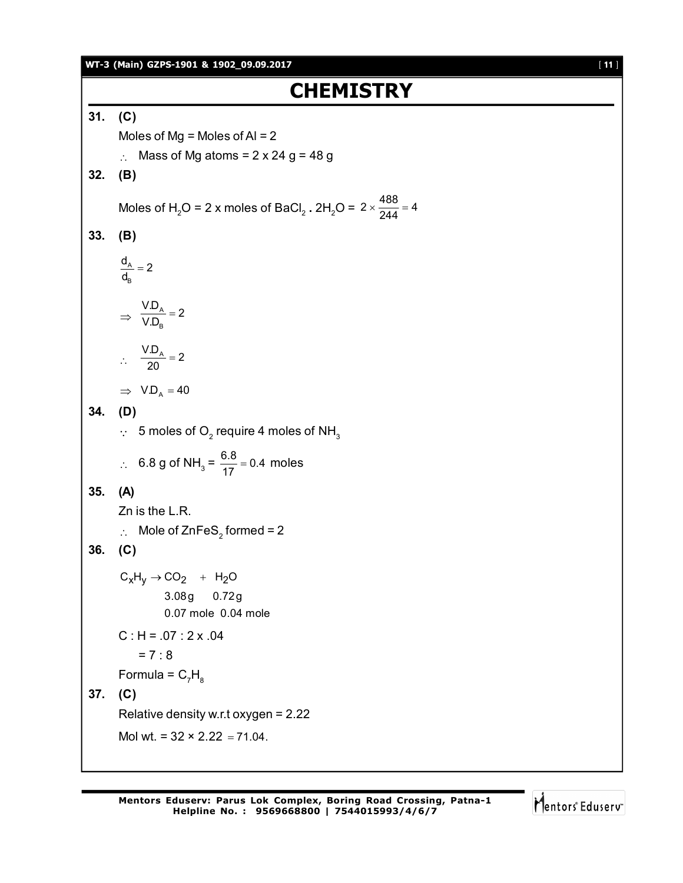# CHEMISTRY

**31.** **(C)**

Moles of Mg = Moles of Al = 2

$\therefore$ Mass of Mg atoms = 2 x 24 g = 48 g

**32.** **(B)**

Moles of $H_2O$ = 2 x moles of $BaCl_2 . 2H_2O$ = $2 \times \frac{488}{244} = 4$

**33.** **(B)**

$$\frac{d_A}{d_B} = 2$$

$$\Rightarrow \frac{V.D_A}{V.D_B} = 2$$

$$\therefore \frac{V.D_A}{20} = 2$$

$$\Rightarrow V.D_A = 40$$

**34.** **(D)**

$\because$ 5 moles of $O_2$ require 4 moles of $NH_3$

$\therefore$ 6.8 g of $NH_3$ = $\frac{6.8}{17} = 0.4$ moles

**35.** **(A)**

Zn is the L.R.

$\therefore$ Mole of $ZnFeS_2$ formed = 2

**36.** **(C)**

$$C_xH_y \rightarrow CO_2 + H_2O$$

3.08 g &nbsp;&nbsp; 0.72 g

0.07 mole &nbsp; 0.04 mole

C : H = .07 : 2 x .04

= 7 : 8

Formula = $C_7H_8$

**37.** **(C)**

Relative density w.r.t oxygen = 2.22

Mol wt. = 32 × 2.22 = 71.04.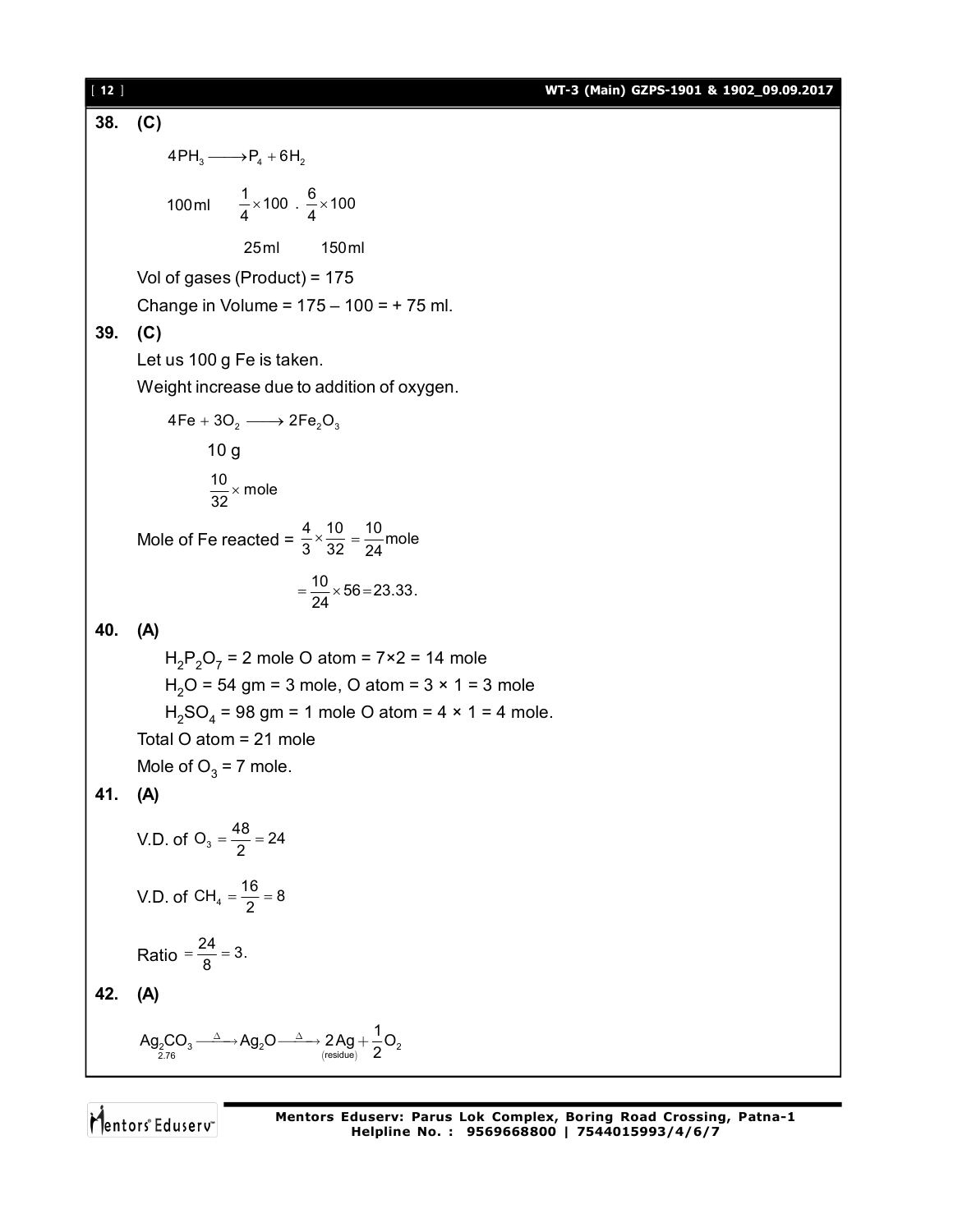**38. (C)**

$$4PH_3 \longrightarrow P_4 + 6H_2$$

$$100\,ml \quad \frac{1}{4}\times 100 \;.\; \frac{6}{4}\times 100$$

$$25\,ml \qquad 150\,ml$$

Vol of gases (Product) = 175

Change in Volume = 175 – 100 = + 75 ml.

**39. (C)**

Let us 100 g Fe is taken.

Weight increase due to addition of oxygen.

$$4Fe + 3O_2 \longrightarrow 2Fe_2O_3$$

$$10\text{ g}$$

$$\frac{10}{32}\times \text{mole}$$

Mole of Fe reacted = $\frac{4}{3}\times\frac{10}{32} = \frac{10}{24}\text{mole}$

$$= \frac{10}{24}\times 56 = 23.33.$$

**40. (A)**

$H_2P_2O_7$ = 2 mole O atom = 7×2 = 14 mole

$H_2O$ = 54 gm = 3 mole, O atom = 3 × 1 = 3 mole

$H_2SO_4$ = 98 gm = 1 mole O atom = 4 × 1 = 4 mole.

Total O atom = 21 mole

Mole of $O_3$ = 7 mole.

**41. (A)**

V.D. of $O_3 = \frac{48}{2} = 24$

V.D. of $CH_4 = \frac{16}{2} = 8$

Ratio $= \frac{24}{8} = 3.$

**42. (A)**

$$\underset{2.76}{Ag_2CO_3} \xrightarrow{\Delta} Ag_2O \xrightarrow{\Delta} \underset{(residue)}{2Ag} + \frac{1}{2}O_2$$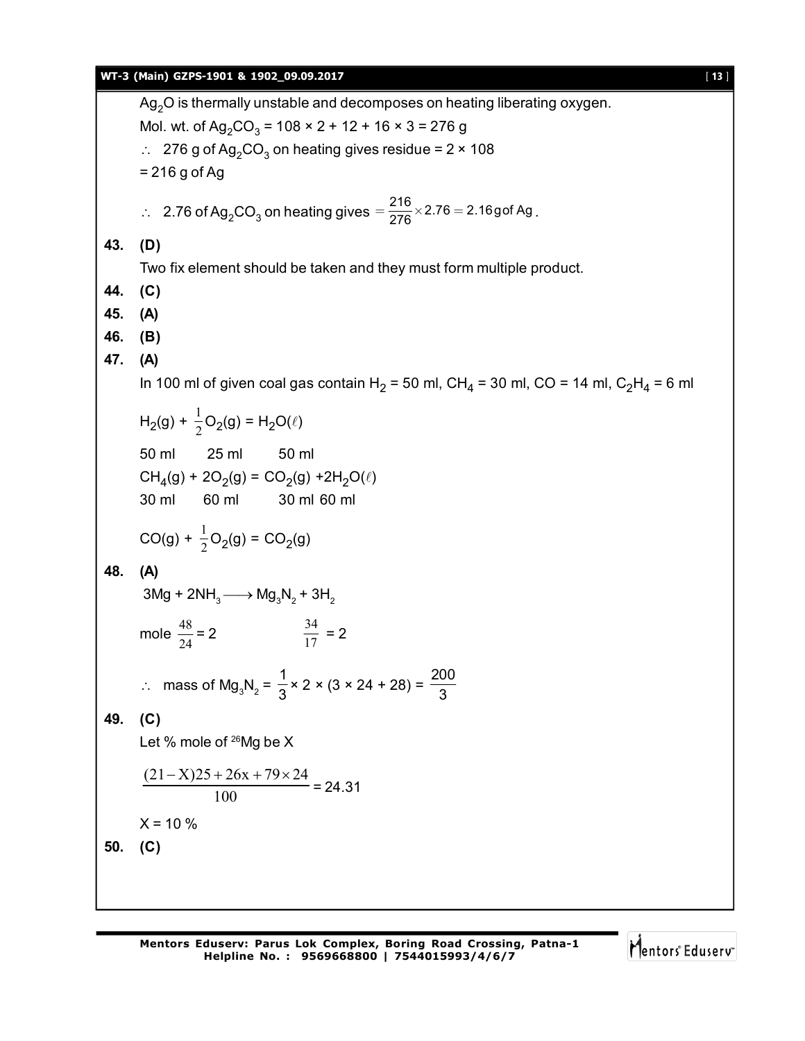$Ag_2O$ is thermally unstable and decomposes on heating liberating oxygen.

Mol. wt. of $Ag_2CO_3 = 108 \times 2 + 12 + 16 \times 3 = 276$ g

$\therefore$ 276 g of $Ag_2CO_3$ on heating gives residue = $2 \times 108$

= 216 g of Ag

$\therefore$ 2.76 of $Ag_2CO_3$ on heating gives $= \frac{216}{276} \times 2.76 = 2.16$ g of Ag.

**43. (D)**

Two fix element should be taken and they must form multiple product.

**44. (C)**

**45. (A)**

**46. (B)**

**47. (A)**

In 100 ml of given coal gas contain $H_2$ = 50 ml, $CH_4$ = 30 ml, CO = 14 ml, $C_2H_4$ = 6 ml

$H_2(g) + \frac{1}{2}O_2(g) = H_2O(\ell)$

50 ml     25 ml     50 ml

$CH_4(g) + 2O_2(g) = CO_2(g) + 2H_2O(\ell)$

30 ml     60 ml     30 ml 60 ml

$CO(g) + \frac{1}{2}O_2(g) = CO_2(g)$

**48. (A)**

$3Mg + 2NH_3 \longrightarrow Mg_3N_2 + 3H_2$

mole $\frac{48}{24} = 2$     $\frac{34}{17} = 2$

$\therefore$ mass of $Mg_3N_2 = \frac{1}{3} \times 2 \times (3 \times 24 + 28) = \frac{200}{3}$

**49. (C)**

Let % mole of $^{26}Mg$ be X

$$\frac{(21 - X)25 + 26x + 79 \times 24}{100} = 24.31$$

X = 10 %

**50. (C)**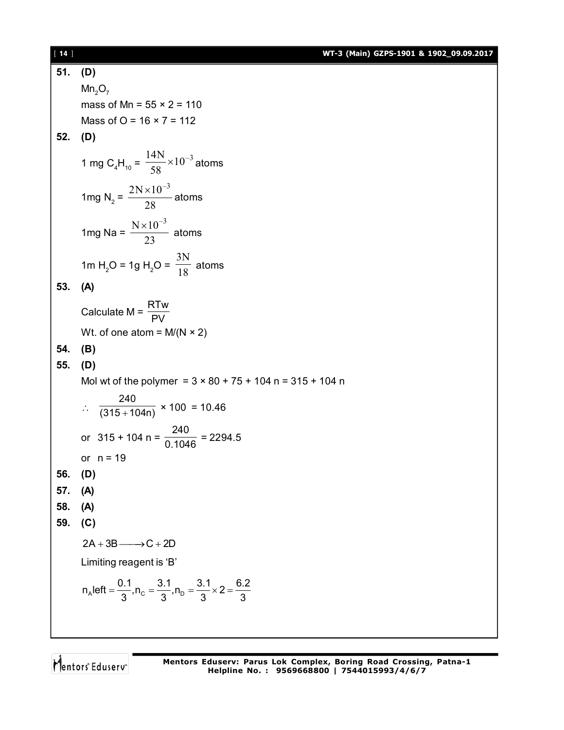**51. (D)**

$Mn_2O_7$

mass of Mn = 55 × 2 = 110

Mass of O = 16 × 7 = 112

**52. (D)**

1 mg $C_4H_{10}$ = $\frac{14N}{58} \times 10^{-3}$ atoms

1mg $N_2$ = $\frac{2N \times 10^{-3}}{28}$ atoms

1mg Na = $\frac{N \times 10^{-3}}{23}$ atoms

1m $H_2O$ = 1g $H_2O$ = $\frac{3N}{18}$ atoms

**53. (A)**

Calculate M = $\frac{RTw}{PV}$

Wt. of one atom = M/(N × 2)

**54. (B)**

**55. (D)**

Mol wt of the polymer = 3 × 80 + 75 + 104 n = 315 + 104 n

$\therefore \frac{240}{(315 + 104n)} \times 100 = 10.46$

or 315 + 104 n = $\frac{240}{0.1046}$ = 2294.5

or n = 19

**56. (D)**

**57. (A)**

**58. (A)**

**59. (C)**

$2A + 3B \longrightarrow C + 2D$

Limiting reagent is 'B'

$n_A \text{left} = \frac{0.1}{3}, n_C = \frac{3.1}{3}, n_D = \frac{3.1}{3} \times 2 = \frac{6.2}{3}$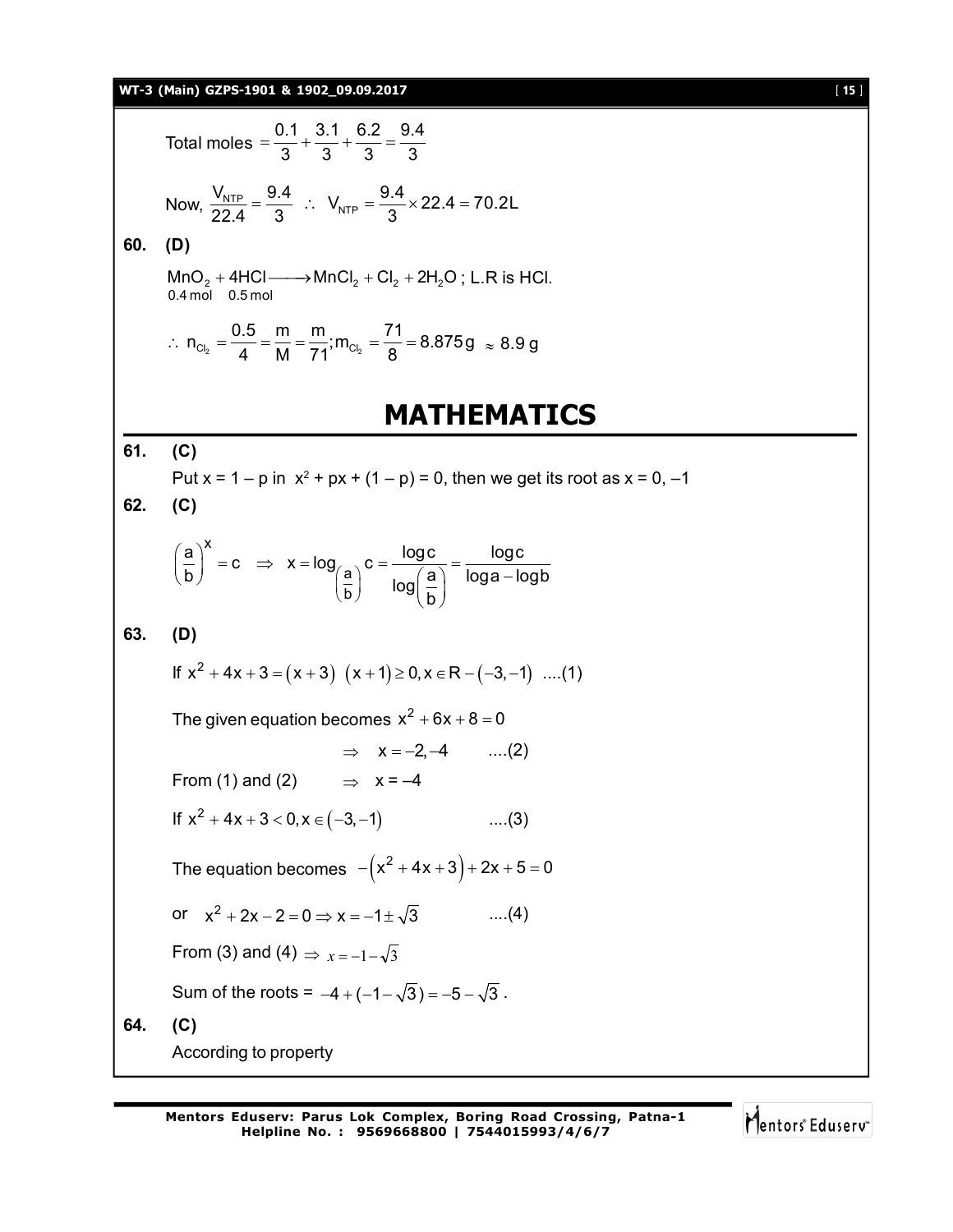Total moles $= \frac{0.1}{3} + \frac{3.1}{3} + \frac{6.2}{3} = \frac{9.4}{3}$

Now, $\frac{V_{NTP}}{22.4} = \frac{9.4}{3} \quad \therefore \quad V_{NTP} = \frac{9.4}{3} \times 22.4 = 70.2L$

**60. (D)**

$\underset{0.4\,mol}{MnO_2} + \underset{0.5\,mol}{4HCl} \longrightarrow MnCl_2 + Cl_2 + 2H_2O$ ; L.R is HCl.

$\therefore \ n_{Cl_2} = \frac{0.5}{4} = \frac{m}{M} = \frac{m}{71}; m_{Cl_2} = \frac{71}{8} = 8.875\,g \approx 8.9\,g$

# MATHEMATICS

**61. (C)**

Put x = 1 – p in $x^2 + px + (1 - p) = 0$, then we get its root as x = 0, –1

**62. (C)**

$$\left(\frac{a}{b}\right)^x = c \Rightarrow x = \log_{\left(\frac{a}{b}\right)} c = \frac{\log c}{\log\left(\frac{a}{b}\right)} = \frac{\log c}{\log a - \log b}$$

**63. (D)**

If $x^2 + 4x + 3 = (x+3)\ (x+1) \geq 0, x \in R - (-3, -1)$ ....(1)

The given equation becomes $x^2 + 6x + 8 = 0$

$\Rightarrow \quad x = -2, -4$ ....(2)

From (1) and (2) $\Rightarrow$ x = –4

If $x^2 + 4x + 3 < 0, x \in (-3, -1)$ ....(3)

The equation becomes $-\left(x^2 + 4x + 3\right) + 2x + 5 = 0$

or $x^2 + 2x - 2 = 0 \Rightarrow x = -1 \pm \sqrt{3}$ ....(4)

From (3) and (4) $\Rightarrow x = -1 - \sqrt{3}$

Sum of the roots = $-4 + (-1 - \sqrt{3}) = -5 - \sqrt{3}$.

**64. (C)**

According to property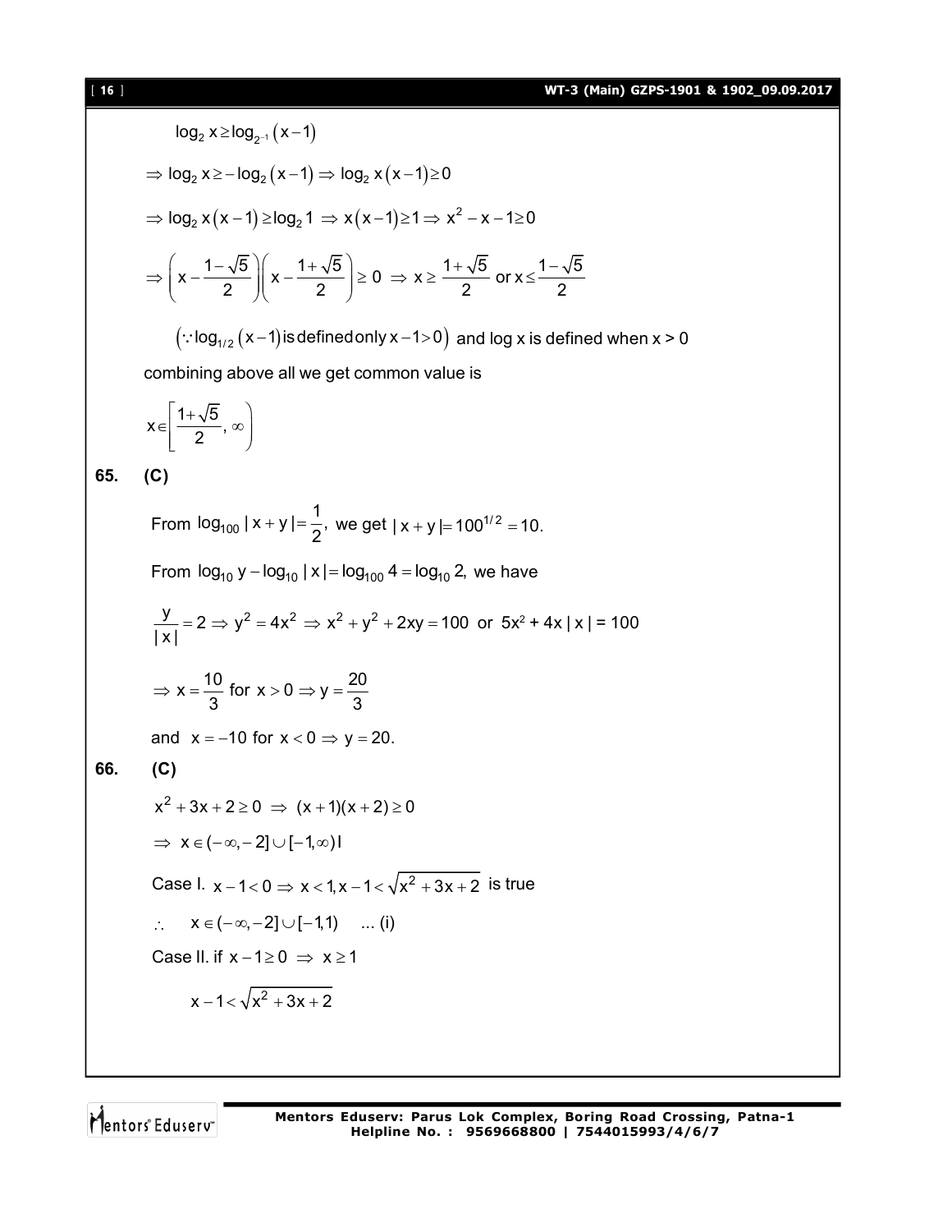$$\log_2 x \geq \log_{2^{-1}}(x-1)$$

$$\Rightarrow \log_2 x \geq -\log_2(x-1) \Rightarrow \log_2 x(x-1) \geq 0$$

$$\Rightarrow \log_2 x(x-1) \geq \log_2 1 \Rightarrow x(x-1) \geq 1 \Rightarrow x^2 - x - 1 \geq 0$$

$$\Rightarrow \left(x - \frac{1-\sqrt{5}}{2}\right)\left(x - \frac{1+\sqrt{5}}{2}\right) \geq 0 \Rightarrow x \geq \frac{1+\sqrt{5}}{2} \text{ or } x \leq \frac{1-\sqrt{5}}{2}$$

$\left(\because \log_{1/2}(x-1) \text{ is defined only } x-1>0\right)$ and log x is defined when x > 0

combining above all we get common value is

$$x \in \left[\frac{1+\sqrt{5}}{2}, \infty\right)$$

**65. (C)**

From $\log_{100}|x+y| = \frac{1}{2}$, we get $|x+y| = 100^{1/2} = 10.$

From $\log_{10} y - \log_{10}|x| = \log_{100} 4 = \log_{10} 2$, we have

$$\frac{y}{|x|} = 2 \Rightarrow y^2 = 4x^2 \Rightarrow x^2 + y^2 + 2xy = 100 \text{ or } 5x^2 + 4x|x| = 100$$

$$\Rightarrow x = \frac{10}{3} \text{ for } x > 0 \Rightarrow y = \frac{20}{3}$$

and $x = -10$ for $x < 0 \Rightarrow y = 20.$

**66. (C)**

$x^2 + 3x + 2 \geq 0 \Rightarrow (x+1)(x+2) \geq 0$

$\Rightarrow x \in (-\infty, -2] \cup [-1, \infty)$ I

Case I. $x - 1 < 0 \Rightarrow x < 1, x - 1 < \sqrt{x^2 + 3x + 2}$ is true

$\therefore \quad x \in (-\infty, -2] \cup [-1, 1) \quad$ ... (i)

Case II. if $x - 1 \geq 0 \Rightarrow x \geq 1$

$$x - 1 < \sqrt{x^2 + 3x + 2}$$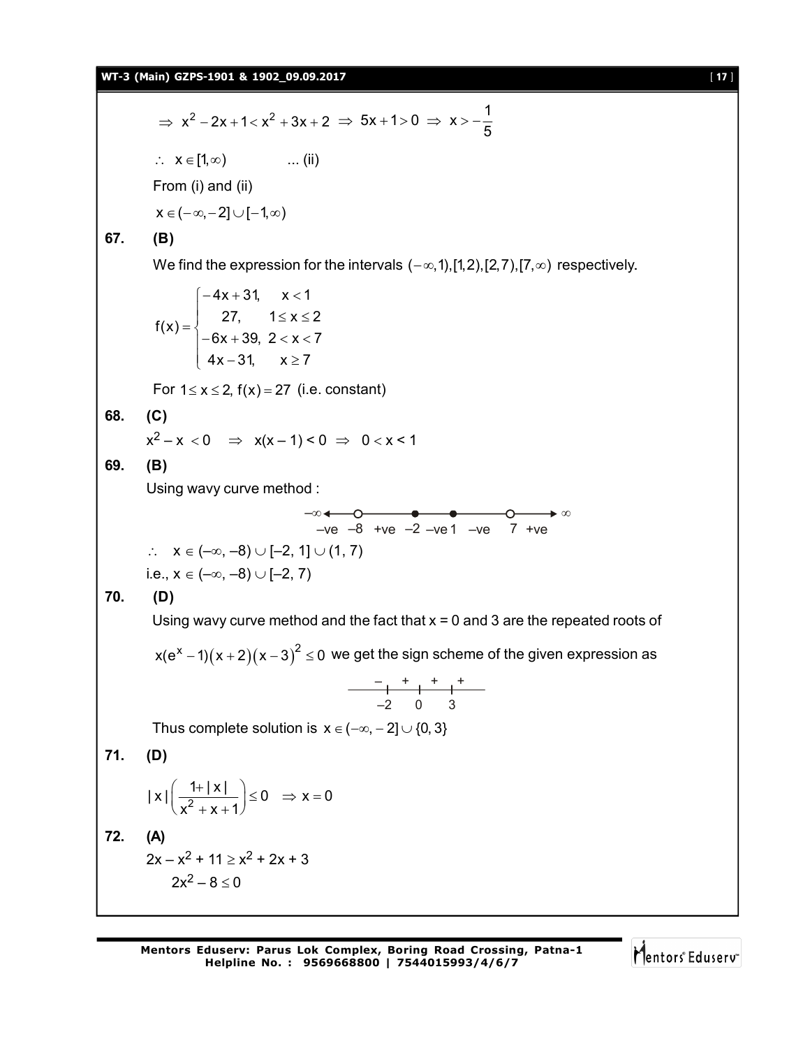$$\Rightarrow x^2 - 2x + 1 < x^2 + 3x + 2 \Rightarrow 5x + 1 > 0 \Rightarrow x > -\frac{1}{5}$$

$\therefore \; x \in [1, \infty)$ ... (ii)

From (i) and (ii)

$x \in (-\infty, -2] \cup [-1, \infty)$

**67. (B)**

We find the expression for the intervals $(-\infty, 1), [1, 2), [2, 7), [7, \infty)$ respectively.

$$f(x) = \begin{cases} -4x + 31, & x < 1 \\ 27, & 1 \le x \le 2 \\ -6x + 39, & 2 < x < 7 \\ 4x - 31, & x \ge 7 \end{cases}$$

For $1 \le x \le 2$, $f(x) = 27$ (i.e. constant)

**68. (C)**

$x^2 - x < 0 \;\Rightarrow\; x(x-1) < 0 \;\Rightarrow\; 0 < x < 1$

**69. (B)**

Using wavy curve method :

$-\infty$ ←—○—●—●—○—→ $\infty$

–ve $-8$ +ve $-2$ –ve $1$ –ve $7$ +ve

$\therefore \; x \in (-\infty, -8) \cup [-2, 1] \cup (1, 7)$

i.e., $x \in (-\infty, -8) \cup [-2, 7)$

**70. (D)**

Using wavy curve method and the fact that $x = 0$ and $3$ are the repeated roots of

$x(e^x - 1)(x + 2)(x - 3)^2 \le 0$ we get the sign scheme of the given expression as

– $-2$ + $0$ + $3$ +

Thus complete solution is $x \in (-\infty, -2] \cup \{0, 3\}$

**71. (D)**

$$|x|\left(\frac{1 + |x|}{x^2 + x + 1}\right) \le 0 \;\; \Rightarrow x = 0$$

**72. (A)**

$2x - x^2 + 11 \ge x^2 + 2x + 3$

$2x^2 - 8 \le 0$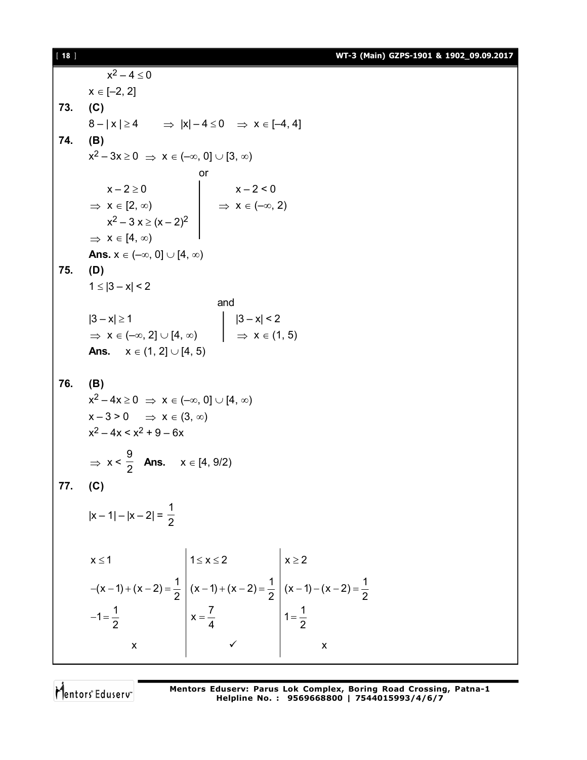$x^2 - 4 \le 0$

$x \in [-2, 2]$

**73. (C)**

$8 - |x| \ge 4 \quad \Rightarrow |x| - 4 \le 0 \quad \Rightarrow x \in [-4, 4]$

**74. (B)**

$x^2 - 3x \ge 0 \Rightarrow x \in (-\infty, 0] \cup [3, \infty)$

or

| | |
|---|---|
| $x - 2 \ge 0$ | $x - 2 < 0$ |
| $\Rightarrow x \in [2, \infty)$ | $\Rightarrow x \in (-\infty, 2)$ |
| $x^2 - 3x \ge (x-2)^2$ | |
| $\Rightarrow x \in [4, \infty)$ | |

**Ans.** $x \in (-\infty, 0] \cup [4, \infty)$

**75. (D)**

$1 \le |3 - x| < 2$

and

| | |
|---|---|
| $\|3 - x\| \ge 1$ | $\|3 - x\| < 2$ |
| $\Rightarrow x \in (-\infty, 2] \cup [4, \infty)$ | $\Rightarrow x \in (1, 5)$ |

**Ans.** $x \in (1, 2] \cup [4, 5)$

**76. (B)**

$x^2 - 4x \ge 0 \Rightarrow x \in (-\infty, 0] \cup [4, \infty)$

$x - 3 > 0 \quad \Rightarrow x \in (3, \infty)$

$x^2 - 4x < x^2 + 9 - 6x$

$\Rightarrow x < \frac{9}{2}$ **Ans.** $x \in [4, 9/2)$

**77. (C)**

$|x-1| - |x-2| = \frac{1}{2}$

| $x \le 1$ | $1 \le x \le 2$ | $x \ge 2$ |
|---|---|---|
| $-(x-1)+(x-2)=\frac{1}{2}$ | $(x-1)+(x-2)=\frac{1}{2}$ | $(x-1)-(x-2)=\frac{1}{2}$ |
| $-1=\frac{1}{2}$ | $x=\frac{7}{4}$ | $1=\frac{1}{2}$ |
| x | ✓ | x |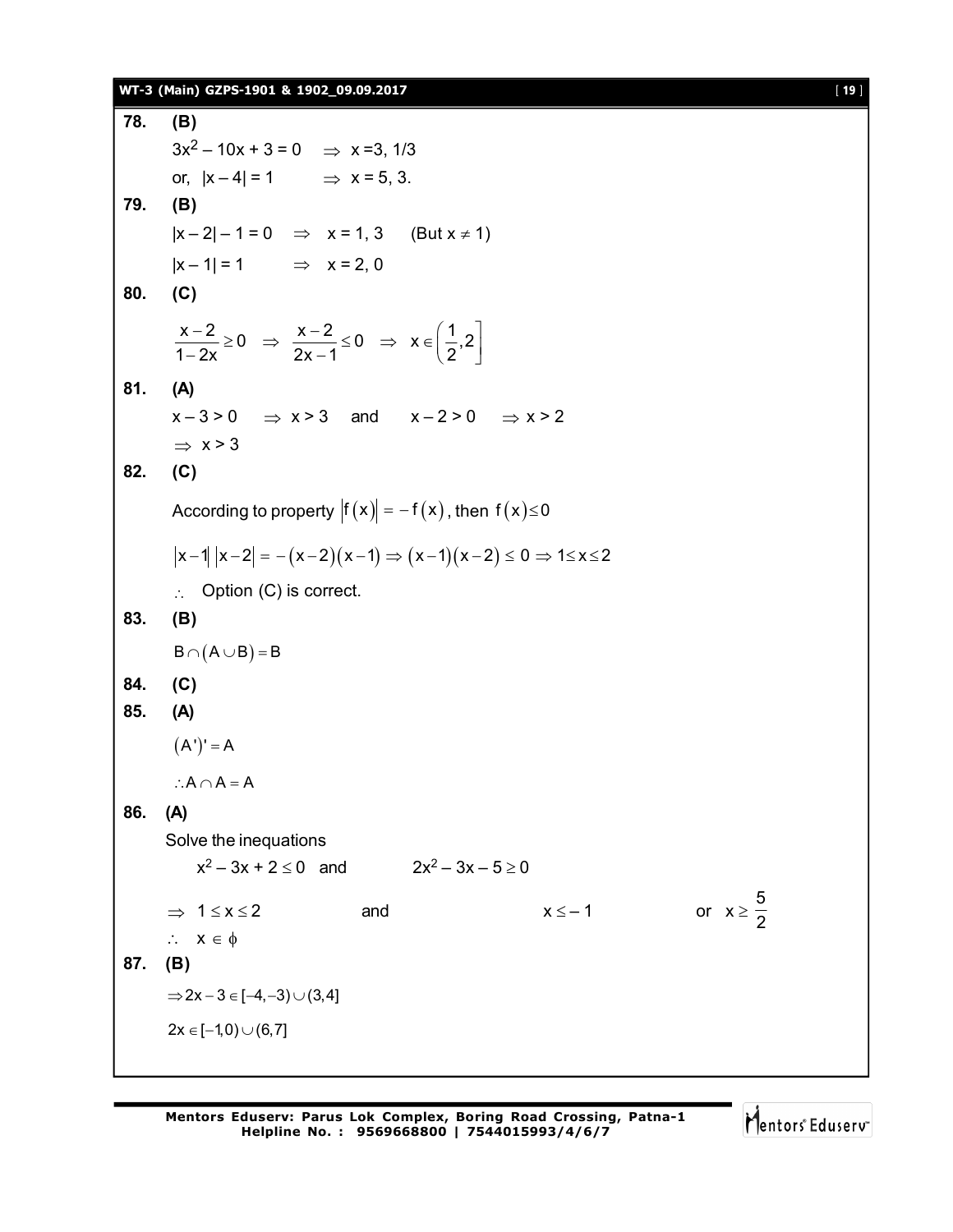**78. (B)**

$3x^2 - 10x + 3 = 0 \quad \Rightarrow \; x = 3, 1/3$

or, $|x - 4| = 1 \quad \Rightarrow \; x = 5, 3.$

**79. (B)**

$|x - 2| - 1 = 0 \quad \Rightarrow \quad x = 1, 3 \quad$ (But $x \neq 1$)

$|x - 1| = 1 \quad \Rightarrow \quad x = 2, 0$

**80. (C)**

$$\frac{x-2}{1-2x} \geq 0 \;\Rightarrow\; \frac{x-2}{2x-1} \leq 0 \;\Rightarrow\; x \in \left(\frac{1}{2}, 2\right]$$

**81. (A)**

$x - 3 > 0 \quad \Rightarrow x > 3 \quad$ and $\quad x - 2 > 0 \quad \Rightarrow x > 2$

$\Rightarrow \; x > 3$

**82. (C)**

According to property $|f(x)| = -f(x)$, then $f(x) \leq 0$

$|x-1|\,|x-2| = -(x-2)(x-1) \Rightarrow (x-1)(x-2) \leq 0 \Rightarrow 1 \leq x \leq 2$

$\therefore$ Option (C) is correct.

**83. (B)**

$B \cap (A \cup B) = B$

**84. (C)**

**85. (A)**

$(A')' = A$

$\therefore A \cap A = A$

**86. (A)**

Solve the inequations

$x^2 - 3x + 2 \leq 0$ and $\quad 2x^2 - 3x - 5 \geq 0$

$\Rightarrow \; 1 \leq x \leq 2 \quad$ and $\quad x \leq -1 \quad$ or $\; x \geq \frac{5}{2}$

$\therefore \; x \in \phi$

**87. (B)**

$\Rightarrow 2x - 3 \in [-4, -3) \cup (3, 4]$

$2x \in [-1, 0) \cup (6, 7]$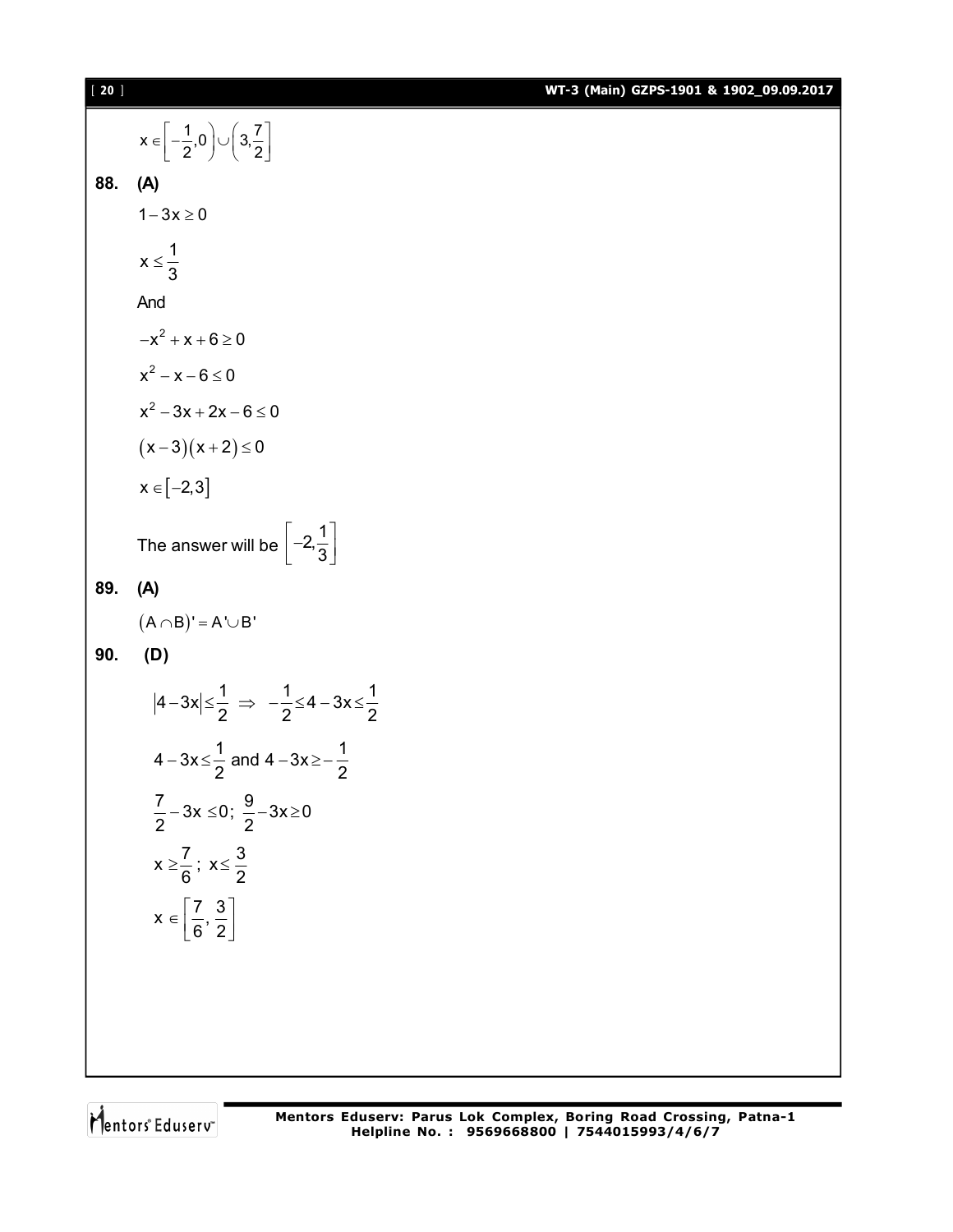$$x \in \left[-\frac{1}{2}, 0\right) \cup \left(3, \frac{7}{2}\right]$$

**88. (A)**

$$1 - 3x \geq 0$$

$$x \leq \frac{1}{3}$$

And

$$-x^2 + x + 6 \geq 0$$

$$x^2 - x - 6 \leq 0$$

$$x^2 - 3x + 2x - 6 \leq 0$$

$$(x-3)(x+2) \leq 0$$

$$x \in [-2, 3]$$

The answer will be $\left[-2, \frac{1}{3}\right]$

**89. (A)**

$$(A \cap B)' = A' \cup B'$$

**90. (D)**

$$|4 - 3x| \leq \frac{1}{2} \Rightarrow -\frac{1}{2} \leq 4 - 3x \leq \frac{1}{2}$$

$$4 - 3x \leq \frac{1}{2} \text{ and } 4 - 3x \geq -\frac{1}{2}$$

$$\frac{7}{2} - 3x \leq 0; \ \frac{9}{2} - 3x \geq 0$$

$$x \geq \frac{7}{6}; \ x \leq \frac{3}{2}$$

$$x \in \left[\frac{7}{6}, \frac{3}{2}\right]$$

Mentors Eduserv: Parus Lok Complex, Boring Road Crossing, Patna-1
Helpline No. : 9569668800 | 7544015993/4/6/7